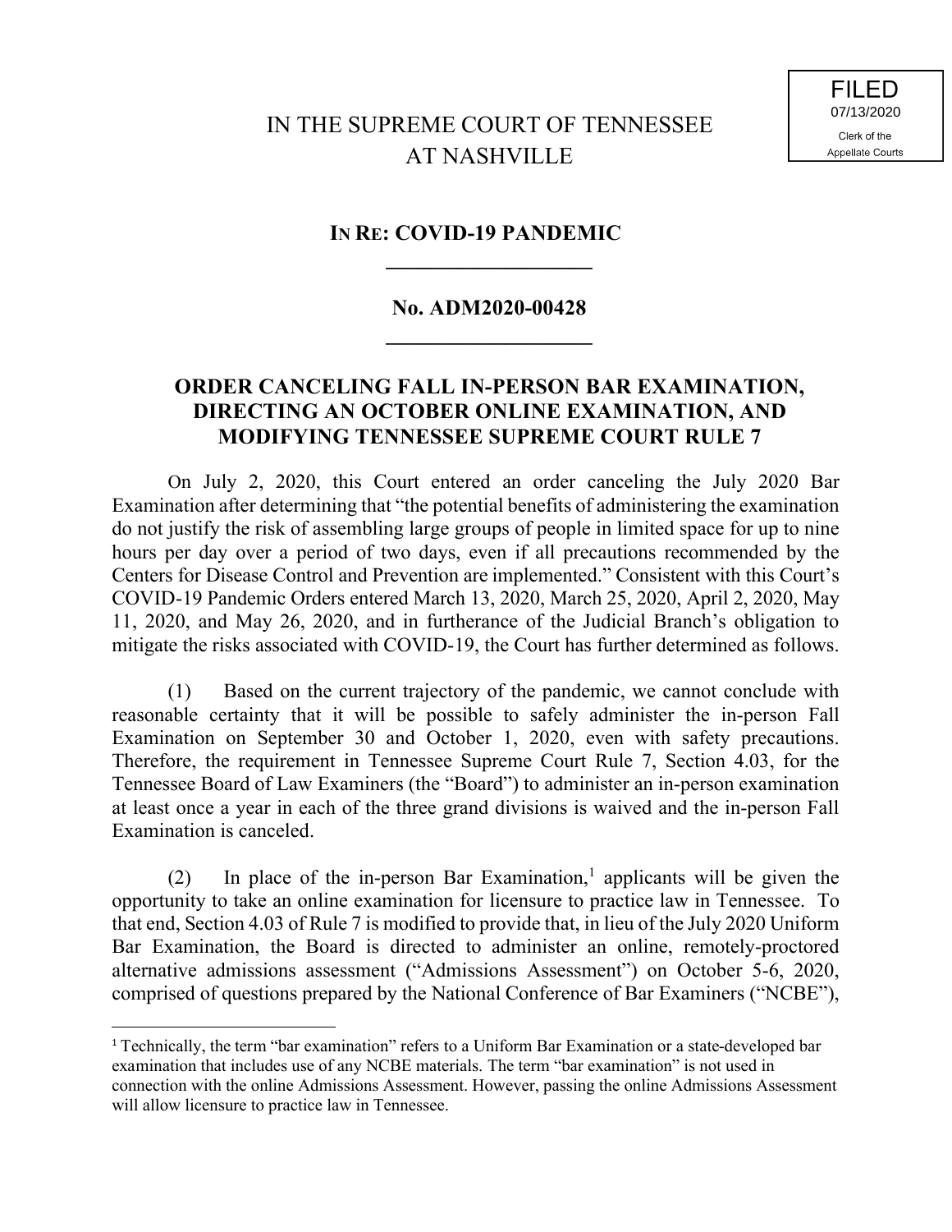FILED
07/13/2020
Clerk of the
Appellate Courts

# IN THE SUPREME COURT OF TENNESSEE AT NASHVILLE

## IN RE: COVID-19 PANDEMIC

## No. ADM2020-00428

## ORDER CANCELING FALL IN-PERSON BAR EXAMINATION, DIRECTING AN OCTOBER ONLINE EXAMINATION, AND MODIFYING TENNESSEE SUPREME COURT RULE 7

On July 2, 2020, this Court entered an order canceling the July 2020 Bar Examination after determining that "the potential benefits of administering the examination do not justify the risk of assembling large groups of people in limited space for up to nine hours per day over a period of two days, even if all precautions recommended by the Centers for Disease Control and Prevention are implemented." Consistent with this Court's COVID-19 Pandemic Orders entered March 13, 2020, March 25, 2020, April 2, 2020, May 11, 2020, and May 26, 2020, and in furtherance of the Judicial Branch's obligation to mitigate the risks associated with COVID-19, the Court has further determined as follows.

(1) Based on the current trajectory of the pandemic, we cannot conclude with reasonable certainty that it will be possible to safely administer the in-person Fall Examination on September 30 and October 1, 2020, even with safety precautions. Therefore, the requirement in Tennessee Supreme Court Rule 7, Section 4.03, for the Tennessee Board of Law Examiners (the "Board") to administer an in-person examination at least once a year in each of the three grand divisions is waived and the in-person Fall Examination is canceled.

(2) In place of the in-person Bar Examination,[1] applicants will be given the opportunity to take an online examination for licensure to practice law in Tennessee. To that end, Section 4.03 of Rule 7 is modified to provide that, in lieu of the July 2020 Uniform Bar Examination, the Board is directed to administer an online, remotely-proctored alternative admissions assessment ("Admissions Assessment") on October 5-6, 2020, comprised of questions prepared by the National Conference of Bar Examiners ("NCBE"),

---

[1] Technically, the term "bar examination" refers to a Uniform Bar Examination or a state-developed bar examination that includes use of any NCBE materials. The term "bar examination" is not used in connection with the online Admissions Assessment. However, passing the online Admissions Assessment will allow licensure to practice law in Tennessee.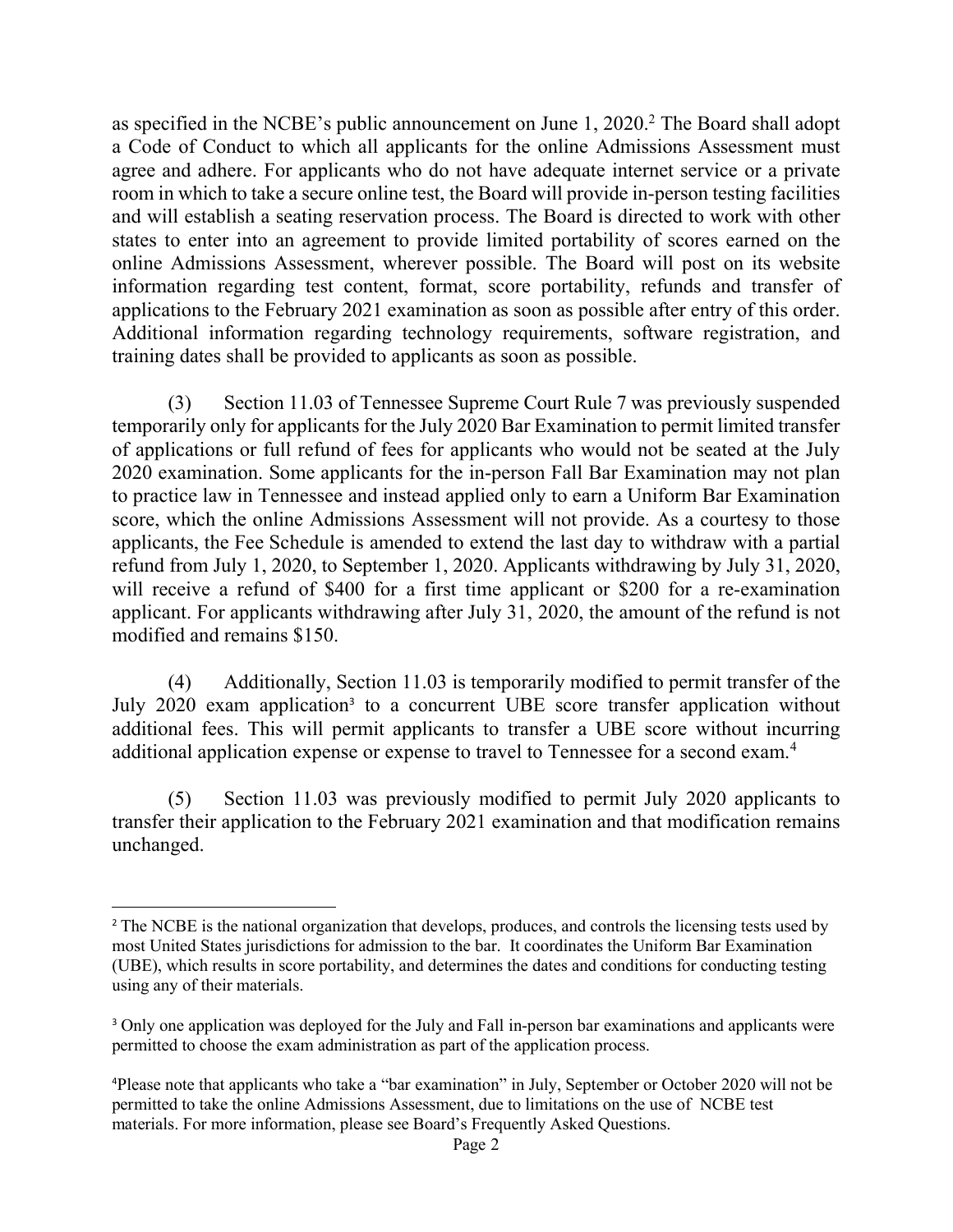as specified in the NCBE's public announcement on June 1, 2020.[2] The Board shall adopt a Code of Conduct to which all applicants for the online Admissions Assessment must agree and adhere. For applicants who do not have adequate internet service or a private room in which to take a secure online test, the Board will provide in-person testing facilities and will establish a seating reservation process. The Board is directed to work with other states to enter into an agreement to provide limited portability of scores earned on the online Admissions Assessment, wherever possible. The Board will post on its website information regarding test content, format, score portability, refunds and transfer of applications to the February 2021 examination as soon as possible after entry of this order. Additional information regarding technology requirements, software registration, and training dates shall be provided to applicants as soon as possible.

(3) Section 11.03 of Tennessee Supreme Court Rule 7 was previously suspended temporarily only for applicants for the July 2020 Bar Examination to permit limited transfer of applications or full refund of fees for applicants who would not be seated at the July 2020 examination. Some applicants for the in-person Fall Bar Examination may not plan to practice law in Tennessee and instead applied only to earn a Uniform Bar Examination score, which the online Admissions Assessment will not provide. As a courtesy to those applicants, the Fee Schedule is amended to extend the last day to withdraw with a partial refund from July 1, 2020, to September 1, 2020. Applicants withdrawing by July 31, 2020, will receive a refund of $400 for a first time applicant or $200 for a re-examination applicant. For applicants withdrawing after July 31, 2020, the amount of the refund is not modified and remains $150.

(4) Additionally, Section 11.03 is temporarily modified to permit transfer of the July 2020 exam application[3] to a concurrent UBE score transfer application without additional fees. This will permit applicants to transfer a UBE score without incurring additional application expense or expense to travel to Tennessee for a second exam.[4]

(5) Section 11.03 was previously modified to permit July 2020 applicants to transfer their application to the February 2021 examination and that modification remains unchanged.

---

[2] The NCBE is the national organization that develops, produces, and controls the licensing tests used by most United States jurisdictions for admission to the bar. It coordinates the Uniform Bar Examination (UBE), which results in score portability, and determines the dates and conditions for conducting testing using any of their materials.

[3] Only one application was deployed for the July and Fall in-person bar examinations and applicants were permitted to choose the exam administration as part of the application process.

[4] Please note that applicants who take a "bar examination" in July, September or October 2020 will not be permitted to take the online Admissions Assessment, due to limitations on the use of NCBE test materials. For more information, please see Board's Frequently Asked Questions.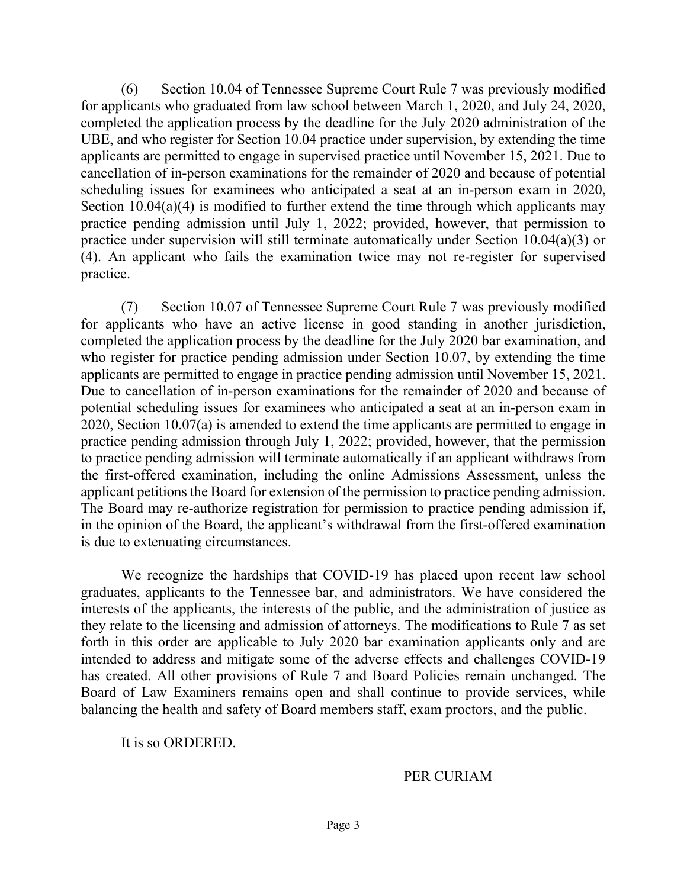(6) Section 10.04 of Tennessee Supreme Court Rule 7 was previously modified for applicants who graduated from law school between March 1, 2020, and July 24, 2020, completed the application process by the deadline for the July 2020 administration of the UBE, and who register for Section 10.04 practice under supervision, by extending the time applicants are permitted to engage in supervised practice until November 15, 2021. Due to cancellation of in-person examinations for the remainder of 2020 and because of potential scheduling issues for examinees who anticipated a seat at an in-person exam in 2020, Section 10.04(a)(4) is modified to further extend the time through which applicants may practice pending admission until July 1, 2022; provided, however, that permission to practice under supervision will still terminate automatically under Section 10.04(a)(3) or (4). An applicant who fails the examination twice may not re-register for supervised practice.

(7) Section 10.07 of Tennessee Supreme Court Rule 7 was previously modified for applicants who have an active license in good standing in another jurisdiction, completed the application process by the deadline for the July 2020 bar examination, and who register for practice pending admission under Section 10.07, by extending the time applicants are permitted to engage in practice pending admission until November 15, 2021. Due to cancellation of in-person examinations for the remainder of 2020 and because of potential scheduling issues for examinees who anticipated a seat at an in-person exam in 2020, Section 10.07(a) is amended to extend the time applicants are permitted to engage in practice pending admission through July 1, 2022; provided, however, that the permission to practice pending admission will terminate automatically if an applicant withdraws from the first-offered examination, including the online Admissions Assessment, unless the applicant petitions the Board for extension of the permission to practice pending admission. The Board may re-authorize registration for permission to practice pending admission if, in the opinion of the Board, the applicant's withdrawal from the first-offered examination is due to extenuating circumstances.

We recognize the hardships that COVID-19 has placed upon recent law school graduates, applicants to the Tennessee bar, and administrators. We have considered the interests of the applicants, the interests of the public, and the administration of justice as they relate to the licensing and admission of attorneys. The modifications to Rule 7 as set forth in this order are applicable to July 2020 bar examination applicants only and are intended to address and mitigate some of the adverse effects and challenges COVID-19 has created. All other provisions of Rule 7 and Board Policies remain unchanged. The Board of Law Examiners remains open and shall continue to provide services, while balancing the health and safety of Board members staff, exam proctors, and the public.

It is so ORDERED.

PER CURIAM